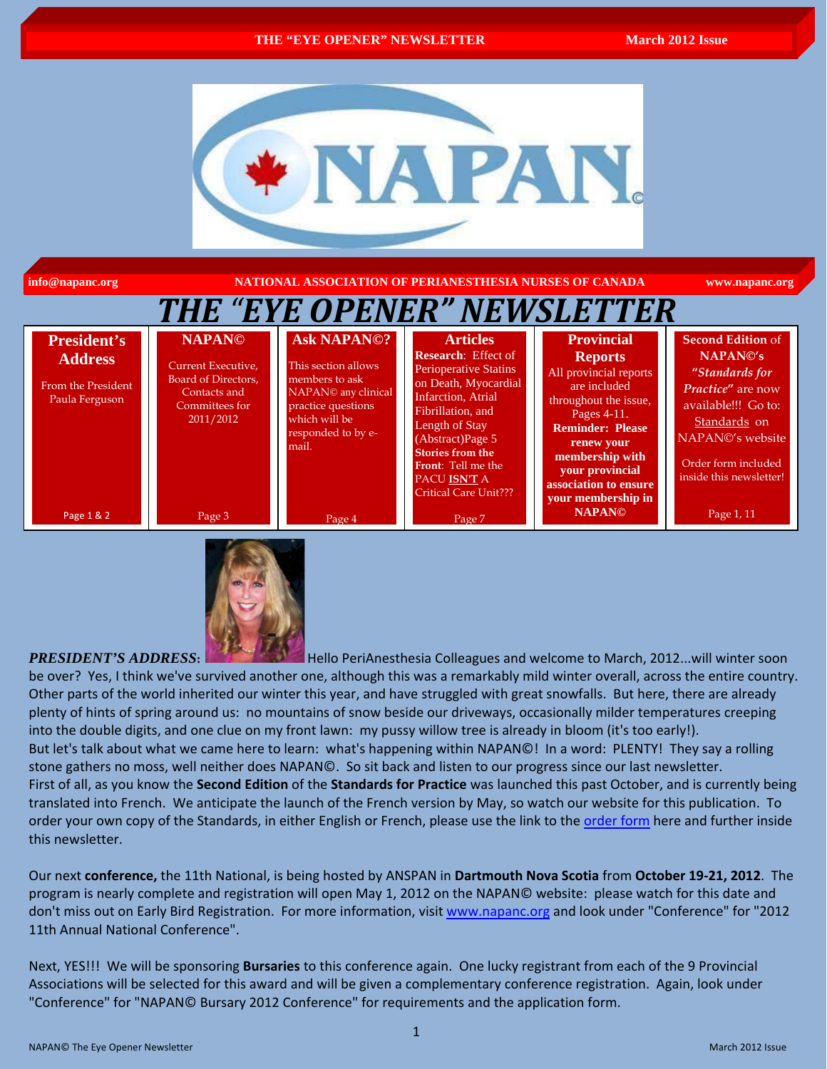**info@napanc.org** **NATIONAL ASSOCIATION OF PERIANESTHESIA NURSES OF CANADA** **www.napanc.org**

# *THE "EYE OPENER" NEWSLETTER*

| President's Address | NAPAN© | Ask NAPAN©? | Articles | Provincial Reports | Second Edition of NAPAN©'s *"Standards for Practice"* are now available!!! |
|---|---|---|---|---|---|
| From the President Paula Ferguson | Current Executive, Board of Directors, Contacts and Committees for 2011/2012 | This section allows members to ask NAPAN© any clinical practice questions which will be responded to by e-mail. | **Research**: Effect of Perioperative Statins on Death, Myocardial Infarction, Atrial Fibrillation, and Length of Stay (Abstract)Page 5 **Stories from the Front**: Tell me the PACU **ISN'T** A Critical Care Unit??? | All provincial reports are included throughout the issue, Pages 4-11. **Reminder: Please renew your membership with your provincial association to ensure your membership in NAPAN©** | Go to: Standards on NAPAN©'s website. Order form included inside this newsletter! |
| Page 1 & 2 | Page 3 | Page 4 | Page 7 | | Page 1, 11 |

***PRESIDENT'S ADDRESS*:** Hello PeriAnesthesia Colleagues and welcome to March, 2012...will winter soon be over? Yes, I think we've survived another one, although this was a remarkably mild winter overall, across the entire country. Other parts of the world inherited our winter this year, and have struggled with great snowfalls. But here, there are already plenty of hints of spring around us: no mountains of snow beside our driveways, occasionally milder temperatures creeping into the double digits, and one clue on my front lawn: my pussy willow tree is already in bloom (it's too early!).

But let's talk about what we came here to learn: what's happening within NAPAN©! In a word: PLENTY! They say a rolling stone gathers no moss, well neither does NAPAN©. So sit back and listen to our progress since our last newsletter.

First of all, as you know the **Second Edition** of the **Standards for Practice** was launched this past October, and is currently being translated into French. We anticipate the launch of the French version by May, so watch our website for this publication. To order your own copy of the Standards, in either English or French, please use the link to the order form here and further inside this newsletter.

Our next **conference,** the 11th National, is being hosted by ANSPAN in **Dartmouth Nova Scotia** from **October 19-21, 2012**. The program is nearly complete and registration will open May 1, 2012 on the NAPAN© website: please watch for this date and don't miss out on Early Bird Registration. For more information, visit www.napanc.org and look under "Conference" for "2012 11th Annual National Conference".

Next, YES!!! We will be sponsoring **Bursaries** to this conference again. One lucky registrant from each of the 9 Provincial Associations will be selected for this award and will be given a complementary conference registration. Again, look under "Conference" for "NAPAN© Bursary 2012 Conference" for requirements and the application form.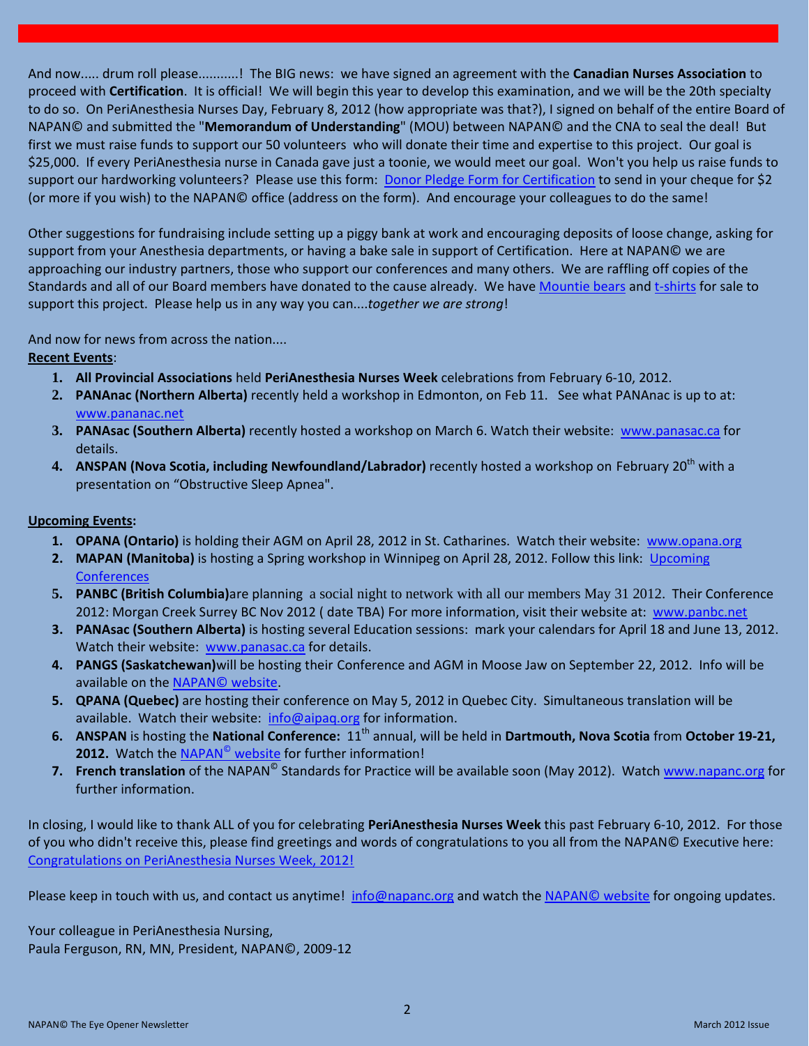And now..... drum roll please...........! The BIG news: we have signed an agreement with the **Canadian Nurses Association** to proceed with **Certification**. It is official! We will begin this year to develop this examination, and we will be the 20th specialty to do so. On PeriAnesthesia Nurses Day, February 8, 2012 (how appropriate was that?), I signed on behalf of the entire Board of NAPAN© and submitted the "**Memorandum of Understanding**" (MOU) between NAPAN© and the CNA to seal the deal! But first we must raise funds to support our 50 volunteers who will donate their time and expertise to this project. Our goal is $25,000. If every PeriAnesthesia nurse in Canada gave just a toonie, we would meet our goal. Won't you help us raise funds to support our hardworking volunteers? Please use this form: Donor Pledge Form for Certification to send in your cheque for $2 (or more if you wish) to the NAPAN© office (address on the form). And encourage your colleagues to do the same!

Other suggestions for fundraising include setting up a piggy bank at work and encouraging deposits of loose change, asking for support from your Anesthesia departments, or having a bake sale in support of Certification. Here at NAPAN© we are approaching our industry partners, those who support our conferences and many others. We are raffling off copies of the Standards and all of our Board members have donated to the cause already. We have Mountie bears and t-shirts for sale to support this project. Please help us in any way you can....*together we are strong*!

And now for news from across the nation....

**Recent Events**:

1. **All Provincial Associations** held **PeriAnesthesia Nurses Week** celebrations from February 6-10, 2012.
2. **PANAnac (Northern Alberta)** recently held a workshop in Edmonton, on Feb 11. See what PANAnac is up to at: www.pananac.net
3. **PANAsac (Southern Alberta)** recently hosted a workshop on March 6. Watch their website: www.panasac.ca for details.
4. **ANSPAN (Nova Scotia, including Newfoundland/Labrador)** recently hosted a workshop on February 20th with a presentation on "Obstructive Sleep Apnea".

**Upcoming Events:**

1. **OPANA (Ontario)** is holding their AGM on April 28, 2012 in St. Catharines. Watch their website: www.opana.org
2. **MAPAN (Manitoba)** is hosting a Spring workshop in Winnipeg on April 28, 2012. Follow this link: Upcoming Conferences
5. **PANBC (British Columbia)** are planning a social night to network with all our members May 31 2012. Their Conference 2012: Morgan Creek Surrey BC Nov 2012 ( date TBA) For more information, visit their website at: www.panbc.net
3. **PANAsac (Southern Alberta)** is hosting several Education sessions: mark your calendars for April 18 and June 13, 2012. Watch their website: www.panasac.ca for details.
4. **PANGS (Saskatchewan)** will be hosting their Conference and AGM in Moose Jaw on September 22, 2012. Info will be available on the NAPAN© website.
5. **QPANA (Quebec)** are hosting their conference on May 5, 2012 in Quebec City. Simultaneous translation will be available. Watch their website: info@aipaq.org for information.
6. **ANSPAN** is hosting the **National Conference:** 11th annual, will be held in **Dartmouth, Nova Scotia** from **October 19-21, 2012.** Watch the NAPAN© website for further information!
7. **French translation** of the NAPAN© Standards for Practice will be available soon (May 2012). Watch www.napanc.org for further information.

In closing, I would like to thank ALL of you for celebrating **PeriAnesthesia Nurses Week** this past February 6-10, 2012. For those of you who didn't receive this, please find greetings and words of congratulations to you all from the NAPAN© Executive here: Congratulations on PeriAnesthesia Nurses Week, 2012!

Please keep in touch with us, and contact us anytime! info@napanc.org and watch the NAPAN© website for ongoing updates.

Your colleague in PeriAnesthesia Nursing,
Paula Ferguson, RN, MN, President, NAPAN©, 2009-12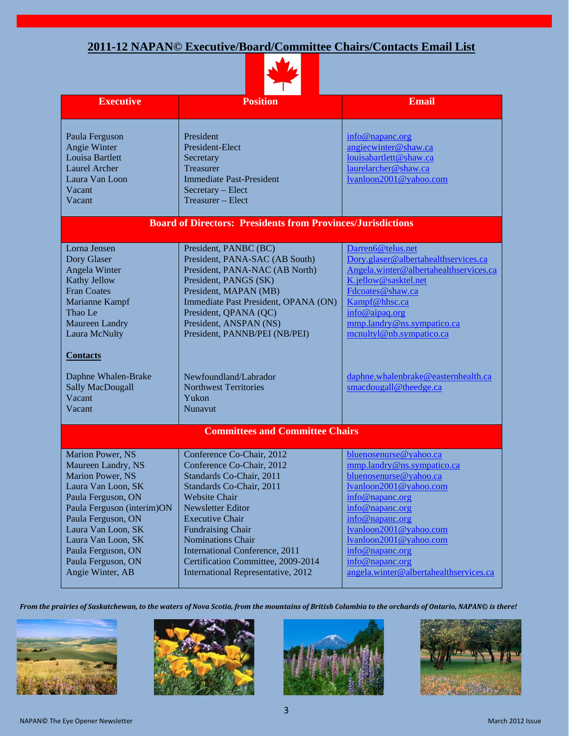# 2011-12 NAPAN© Executive/Board/Committee Chairs/Contacts Email List

| Executive | Position | Email |
|---|---|---|
| Paula Ferguson | President | info@napanc.org |
| Angie Winter | President-Elect | angiecwinter@shaw.ca |
| Louisa Bartlett | Secretary | louisabartlett@shaw.ca |
| Laurel Archer | Treasurer | laurelarcher@shaw.ca |
| Laura Van Loon | Immediate Past-President | lvanloon2001@yahoo.com |
| Vacant | Secretary – Elect | |
| Vacant | Treasurer – Elect | |
| **Board of Directors: Presidents from Provinces/Jurisdictions** | | |
| Lorna Jensen | President, PANBC (BC) | Darren6@telus.net |
| Dory Glaser | President, PANA-SAC (AB South) | Dory.glaser@albertahealthservices.ca |
| Angela Winter | President, PANA-NAC (AB North) | Angela.winter@albertahealthservices.ca |
| Kathy Jellow | President, PANGS (SK) | K.jellow@sasktel.net |
| Fran Coates | President, MAPAN (MB) | Fdcoates@shaw.ca |
| Marianne Kampf | Immediate Past President, OPANA (ON) | Kampf@hhsc.ca |
| Thao Le | President, QPANA (QC) | info@aipaq.org |
| Maureen Landry | President, ANSPAN (NS) | mmp.landry@ns.sympatico.ca |
| Laura McNulty | President, PANNB/PEI (NB/PEI) | mcnultyl@nb.sympatico.ca |
| **Contacts** | | |
| Daphne Whalen-Brake | Newfoundland/Labrador | daphne.whalenbrake@easternhealth.ca |
| Sally MacDougall | Northwest Territories | smacdougall@theedge.ca |
| Vacant | Yukon | |
| Vacant | Nunavut | |
| **Committees and Committee Chairs** | | |
| Marion Power, NS | Conference Co-Chair, 2012 | bluenosenurse@yahoo.ca |
| Maureen Landry, NS | Conference Co-Chair, 2012 | mmp.landry@ns.sympatico.ca |
| Marion Power, NS | Standards Co-Chair, 2011 | bluenosenurse@yahoo.ca |
| Laura Van Loon, SK | Standards Co-Chair, 2011 | lvanloon2001@yahoo.com |
| Paula Ferguson, ON | Website Chair | info@napanc.org |
| Paula Ferguson (interim)ON | Newsletter Editor | info@napanc.org |
| Paula Ferguson, ON | Executive Chair | info@napanc.org |
| Laura Van Loon, SK | Fundraising Chair | lvanloon2001@yahoo.com |
| Laura Van Loon, SK | Nominations Chair | lvanloon2001@yahoo.com |
| Paula Ferguson, ON | International Conference, 2011 | info@napanc.org |
| Paula Ferguson, ON | Certification Committee, 2009-2014 | info@napanc.org |
| Angie Winter, AB | International Representative, 2012 | angela.winter@albertahealthservices.ca |

***From the prairies of Saskatchewan, to the waters of Nova Scotia, from the mountains of British Columbia to the orchards of Ontario, NAPAN© is there!***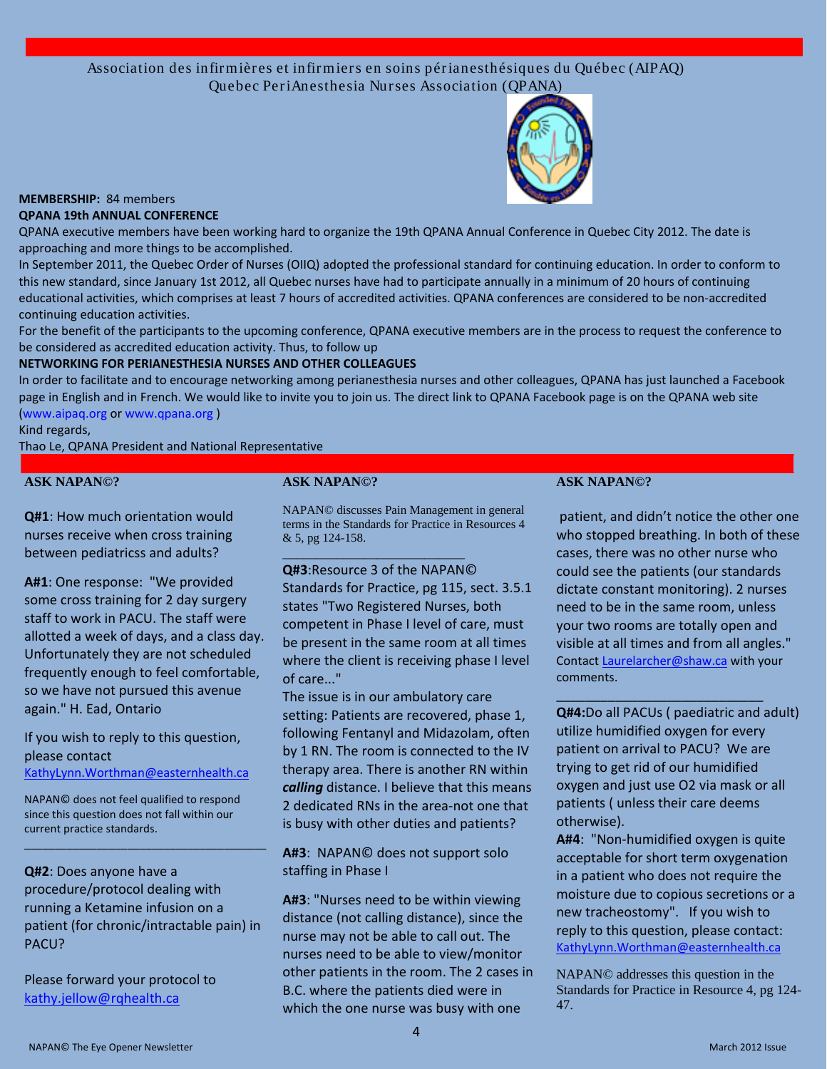Association des infirmières et infirmiers en soins périanesthésiques du Québec (AIPAQ)
Quebec PeriAnesthesia Nurses Association (QPANA)

**MEMBERSHIP:** 84 members

**QPANA 19th ANNUAL CONFERENCE**

QPANA executive members have been working hard to organize the 19th QPANA Annual Conference in Quebec City 2012. The date is approaching and more things to be accomplished.

In September 2011, the Quebec Order of Nurses (OIIQ) adopted the professional standard for continuing education. In order to conform to this new standard, since January 1st 2012, all Quebec nurses have had to participate annually in a minimum of 20 hours of continuing educational activities, which comprises at least 7 hours of accredited activities. QPANA conferences are considered to be non-accredited continuing education activities.

For the benefit of the participants to the upcoming conference, QPANA executive members are in the process to request the conference to be considered as accredited education activity. Thus, to follow up

**NETWORKING FOR PERIANESTHESIA NURSES AND OTHER COLLEAGUES**

In order to facilitate and to encourage networking among perianesthesia nurses and other colleagues, QPANA has just launched a Facebook page in English and in French. We would like to invite you to join us. The direct link to QPANA Facebook page is on the QPANA web site (www.aipaq.org or www.qpana.org )

Kind regards,

Thao Le, QPANA President and National Representative

## ASK NAPAN©?

**Q#1**: How much orientation would nurses receive when cross training between pediatricss and adults?

**A#1**: One response: "We provided some cross training for 2 day surgery staff to work in PACU. The staff were allotted a week of days, and a class day. Unfortunately they are not scheduled frequently enough to feel comfortable, so we have not pursued this avenue again." H. Ead, Ontario

If you wish to reply to this question, please contact KathyLynn.Worthman@easternhealth.ca

NAPAN© does not feel qualified to respond since this question does not fall within our current practice standards.

---

**Q#2**: Does anyone have a procedure/protocol dealing with running a Ketamine infusion on a patient (for chronic/intractable pain) in PACU?

Please forward your protocol to kathy.jellow@rqhealth.ca

NAPAN© discusses Pain Management in general terms in the Standards for Practice in Resources 4 & 5, pg 124-158.

---

**Q#3**:Resource 3 of the NAPAN© Standards for Practice, pg 115, sect. 3.5.1 states "Two Registered Nurses, both competent in Phase I level of care, must be present in the same room at all times where the client is receiving phase I level of care..."

The issue is in our ambulatory care setting: Patients are recovered, phase 1, following Fentanyl and Midazolam, often by 1 RN. The room is connected to the IV therapy area. There is another RN within ***calling*** distance. I believe that this means 2 dedicated RNs in the area-not one that is busy with other duties and patients?

**A#3**: NAPAN© does not support solo staffing in Phase I

**A#3**: "Nurses need to be within viewing distance (not calling distance), since the nurse may not be able to call out. The nurses need to be able to view/monitor other patients in the room. The 2 cases in B.C. where the patients died were in which the one nurse was busy with one patient, and didn't notice the other one who stopped breathing. In both of these cases, there was no other nurse who could see the patients (our standards dictate constant monitoring). 2 nurses need to be in the same room, unless your two rooms are totally open and visible at all times and from all angles." Contact Laurelarcher@shaw.ca with your comments.

---

**Q#4:**Do all PACUs ( paediatric and adult) utilize humidified oxygen for every patient on arrival to PACU? We are trying to get rid of our humidified oxygen and just use O2 via mask or all patients ( unless their care deems otherwise).

**A#4**: "Non-humidified oxygen is quite acceptable for short term oxygenation in a patient who does not require the moisture due to copious secretions or a new tracheostomy". If you wish to reply to this question, please contact: KathyLynn.Worthman@easternhealth.ca

NAPAN© addresses this question in the Standards for Practice in Resource 4, pg 124-47.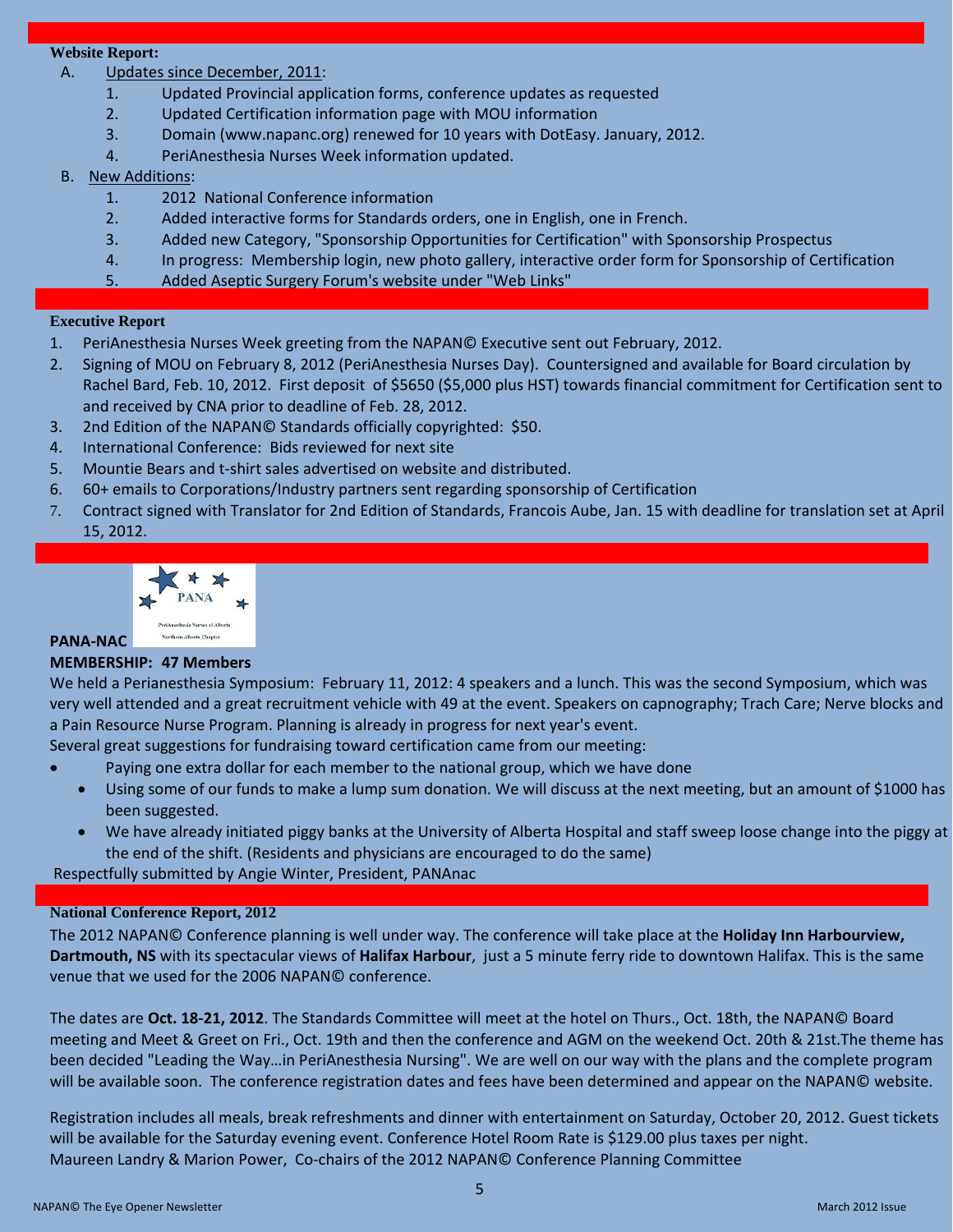## Website Report:

A. Updates since December, 2011:

1. Updated Provincial application forms, conference updates as requested
2. Updated Certification information page with MOU information
3. Domain (www.napanc.org) renewed for 10 years with DotEasy. January, 2012.
4. PeriAnesthesia Nurses Week information updated.

B. New Additions:

1. 2012 National Conference information
2. Added interactive forms for Standards orders, one in English, one in French.
3. Added new Category, "Sponsorship Opportunities for Certification" with Sponsorship Prospectus
4. In progress: Membership login, new photo gallery, interactive order form for Sponsorship of Certification
5. Added Aseptic Surgery Forum's website under "Web Links"

## Executive Report

1. PeriAnesthesia Nurses Week greeting from the NAPAN© Executive sent out February, 2012.
2. Signing of MOU on February 8, 2012 (PeriAnesthesia Nurses Day). Countersigned and available for Board circulation by Rachel Bard, Feb. 10, 2012. First deposit of $5650 ($5,000 plus HST) towards financial commitment for Certification sent to and received by CNA prior to deadline of Feb. 28, 2012.
3. 2nd Edition of the NAPAN© Standards officially copyrighted: $50.
4. International Conference: Bids reviewed for next site
5. Mountie Bears and t-shirt sales advertised on website and distributed.
6. 60+ emails to Corporations/Industry partners sent regarding sponsorship of Certification
7. Contract signed with Translator for 2nd Edition of Standards, Francois Aube, Jan. 15 with deadline for translation set at April 15, 2012.

## PANA-NAC

**MEMBERSHIP: 47 Members**

We held a Perianesthesia Symposium: February 11, 2012: 4 speakers and a lunch. This was the second Symposium, which was very well attended and a great recruitment vehicle with 49 at the event. Speakers on capnography; Trach Care; Nerve blocks and a Pain Resource Nurse Program. Planning is already in progress for next year's event.

Several great suggestions for fundraising toward certification came from our meeting:

- Paying one extra dollar for each member to the national group, which we have done
- Using some of our funds to make a lump sum donation. We will discuss at the next meeting, but an amount of $1000 has been suggested.
- We have already initiated piggy banks at the University of Alberta Hospital and staff sweep loose change into the piggy at the end of the shift. (Residents and physicians are encouraged to do the same)

Respectfully submitted by Angie Winter, President, PANAnac

## National Conference Report, 2012

The 2012 NAPAN© Conference planning is well under way. The conference will take place at the **Holiday Inn Harbourview, Dartmouth, NS** with its spectacular views of **Halifax Harbour**, just a 5 minute ferry ride to downtown Halifax. This is the same venue that we used for the 2006 NAPAN© conference.

The dates are **Oct. 18-21, 2012**. The Standards Committee will meet at the hotel on Thurs., Oct. 18th, the NAPAN© Board meeting and Meet & Greet on Fri., Oct. 19th and then the conference and AGM on the weekend Oct. 20th & 21st.The theme has been decided "Leading the Way…in PeriAnesthesia Nursing". We are well on our way with the plans and the complete program will be available soon. The conference registration dates and fees have been determined and appear on the NAPAN© website.

Registration includes all meals, break refreshments and dinner with entertainment on Saturday, October 20, 2012. Guest tickets will be available for the Saturday evening event. Conference Hotel Room Rate is $129.00 plus taxes per night.

Maureen Landry & Marion Power, Co-chairs of the 2012 NAPAN© Conference Planning Committee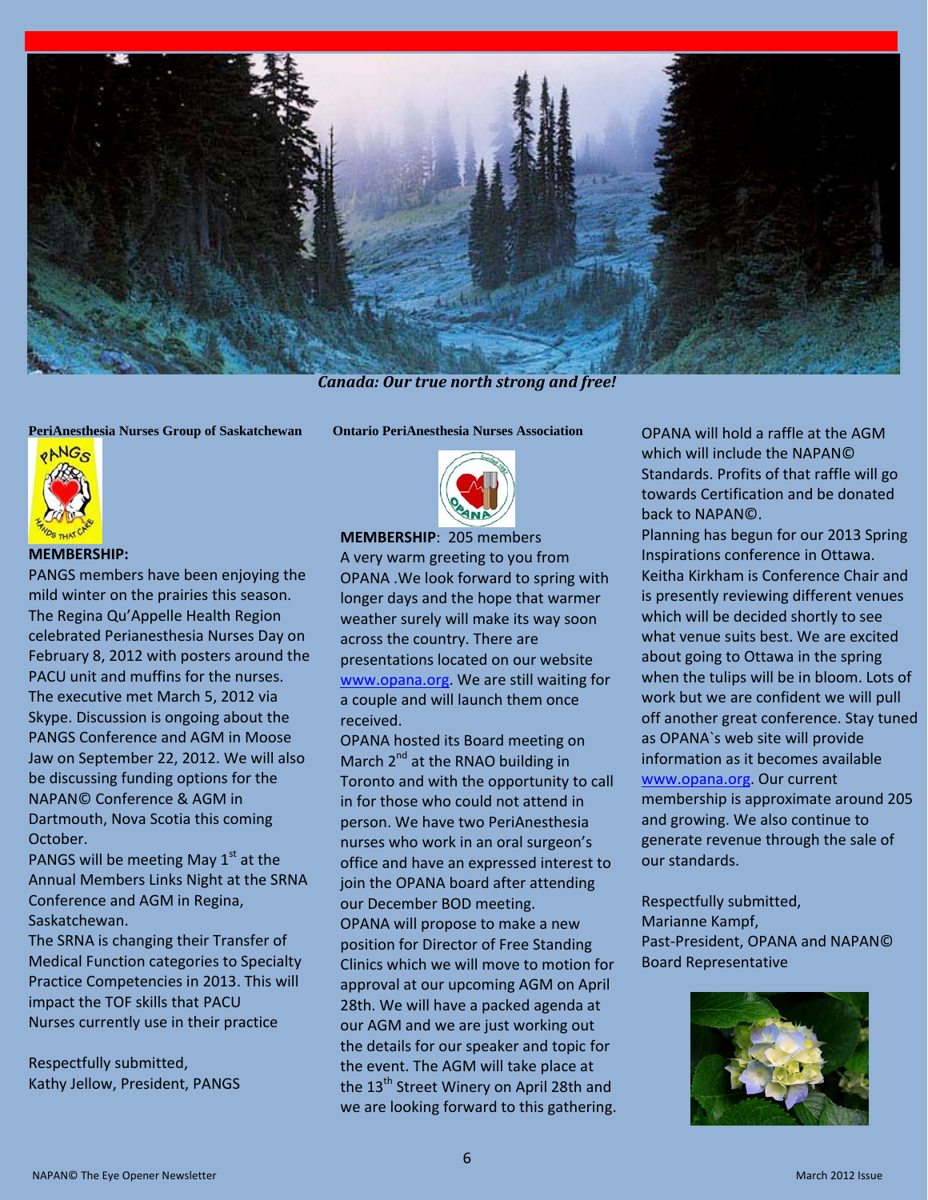*Canada: Our true north strong and free!*

## PeriAnesthesia Nurses Group of Saskatchewan

**MEMBERSHIP:**

PANGS members have been enjoying the mild winter on the prairies this season. The Regina Qu'Appelle Health Region celebrated Perianesthesia Nurses Day on February 8, 2012 with posters around the PACU unit and muffins for the nurses.

The executive met March 5, 2012 via Skype. Discussion is ongoing about the PANGS Conference and AGM in Moose Jaw on September 22, 2012. We will also be discussing funding options for the NAPAN© Conference & AGM in Dartmouth, Nova Scotia this coming October.

PANGS will be meeting May 1st at the Annual Members Links Night at the SRNA Conference and AGM in Regina, Saskatchewan.

The SRNA is changing their Transfer of Medical Function categories to Specialty Practice Competencies in 2013. This will impact the TOF skills that PACU Nurses currently use in their practice

Respectfully submitted,
Kathy Jellow, President, PANGS

## Ontario PeriAnesthesia Nurses Association

**MEMBERSHIP**: 205 members

A very warm greeting to you from OPANA .We look forward to spring with longer days and the hope that warmer weather surely will make its way soon across the country. There are presentations located on our website www.opana.org. We are still waiting for a couple and will launch them once received.

OPANA hosted its Board meeting on March 2nd at the RNAO building in Toronto and with the opportunity to call in for those who could not attend in person. We have two PeriAnesthesia nurses who work in an oral surgeon's office and have an expressed interest to join the OPANA board after attending our December BOD meeting.

OPANA will propose to make a new position for Director of Free Standing Clinics which we will move to motion for approval at our upcoming AGM on April 28th. We will have a packed agenda at our AGM and we are just working out the details for our speaker and topic for the event. The AGM will take place at the 13th Street Winery on April 28th and we are looking forward to this gathering.

OPANA will hold a raffle at the AGM which will include the NAPAN© Standards. Profits of that raffle will go towards Certification and be donated back to NAPAN©.

Planning has begun for our 2013 Spring Inspirations conference in Ottawa. Keitha Kirkham is Conference Chair and is presently reviewing different venues which will be decided shortly to see what venue suits best. We are excited about going to Ottawa in the spring when the tulips will be in bloom. Lots of work but we are confident we will pull off another great conference. Stay tuned as OPANA`s web site will provide information as it becomes available www.opana.org. Our current membership is approximate around 205 and growing. We also continue to generate revenue through the sale of our standards.

Respectfully submitted,
Marianne Kampf,
Past-President, OPANA and NAPAN© Board Representative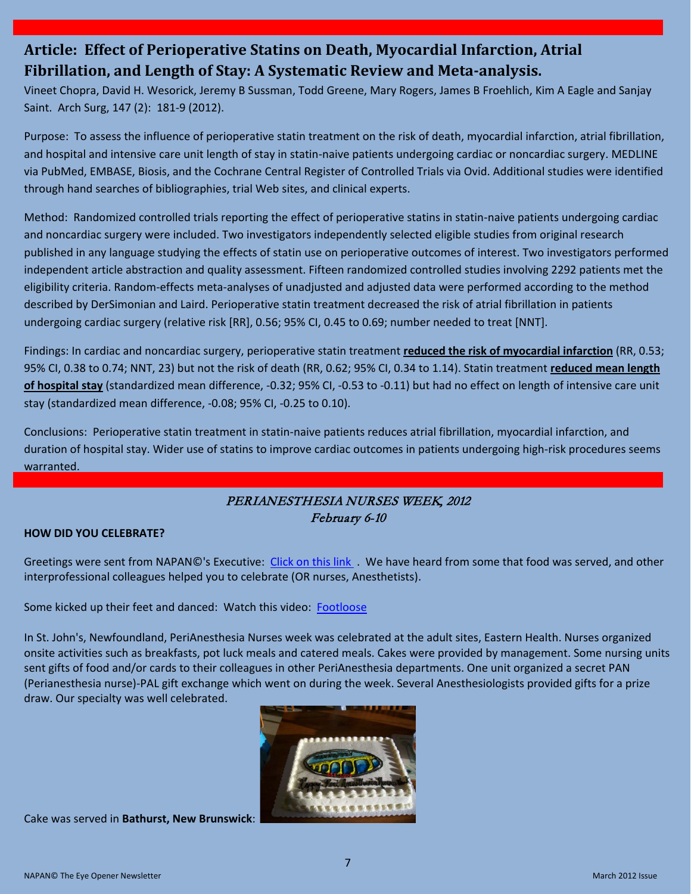## Article: Effect of Perioperative Statins on Death, Myocardial Infarction, Atrial Fibrillation, and Length of Stay: A Systematic Review and Meta-analysis.

Vineet Chopra, David H. Wesorick, Jeremy B Sussman, Todd Greene, Mary Rogers, James B Froehlich, Kim A Eagle and Sanjay Saint. Arch Surg, 147 (2): 181-9 (2012).

Purpose: To assess the influence of perioperative statin treatment on the risk of death, myocardial infarction, atrial fibrillation, and hospital and intensive care unit length of stay in statin-naive patients undergoing cardiac or noncardiac surgery. MEDLINE via PubMed, EMBASE, Biosis, and the Cochrane Central Register of Controlled Trials via Ovid. Additional studies were identified through hand searches of bibliographies, trial Web sites, and clinical experts.

Method: Randomized controlled trials reporting the effect of perioperative statins in statin-naive patients undergoing cardiac and noncardiac surgery were included. Two investigators independently selected eligible studies from original research published in any language studying the effects of statin use on perioperative outcomes of interest. Two investigators performed independent article abstraction and quality assessment. Fifteen randomized controlled studies involving 2292 patients met the eligibility criteria. Random-effects meta-analyses of unadjusted and adjusted data were performed according to the method described by DerSimonian and Laird. Perioperative statin treatment decreased the risk of atrial fibrillation in patients undergoing cardiac surgery (relative risk [RR], 0.56; 95% CI, 0.45 to 0.69; number needed to treat [NNT].

Findings: In cardiac and noncardiac surgery, perioperative statin treatment **reduced the risk of myocardial infarction** (RR, 0.53; 95% CI, 0.38 to 0.74; NNT, 23) but not the risk of death (RR, 0.62; 95% CI, 0.34 to 1.14). Statin treatment **reduced mean length of hospital stay** (standardized mean difference, -0.32; 95% CI, -0.53 to -0.11) but had no effect on length of intensive care unit stay (standardized mean difference, -0.08; 95% CI, -0.25 to 0.10).

Conclusions: Perioperative statin treatment in statin-naive patients reduces atrial fibrillation, myocardial infarction, and duration of hospital stay. Wider use of statins to improve cardiac outcomes in patients undergoing high-risk procedures seems warranted.

## *PERIANESTHESIA NURSES WEEK, 2012*
### *February 6-10*

**HOW DID YOU CELEBRATE?**

Greetings were sent from NAPAN©'s Executive: Click on this link . We have heard from some that food was served, and other interprofessional colleagues helped you to celebrate (OR nurses, Anesthetists).

Some kicked up their feet and danced: Watch this video: Footloose

In St. John's, Newfoundland, PeriAnesthesia Nurses week was celebrated at the adult sites, Eastern Health. Nurses organized onsite activities such as breakfasts, pot luck meals and catered meals. Cakes were provided by management. Some nursing units sent gifts of food and/or cards to their colleagues in other PeriAnesthesia departments. One unit organized a secret PAN (Perianesthesia nurse)-PAL gift exchange which went on during the week. Several Anesthesiologists provided gifts for a prize draw. Our specialty was well celebrated.

Cake was served in **Bathurst, New Brunswick**: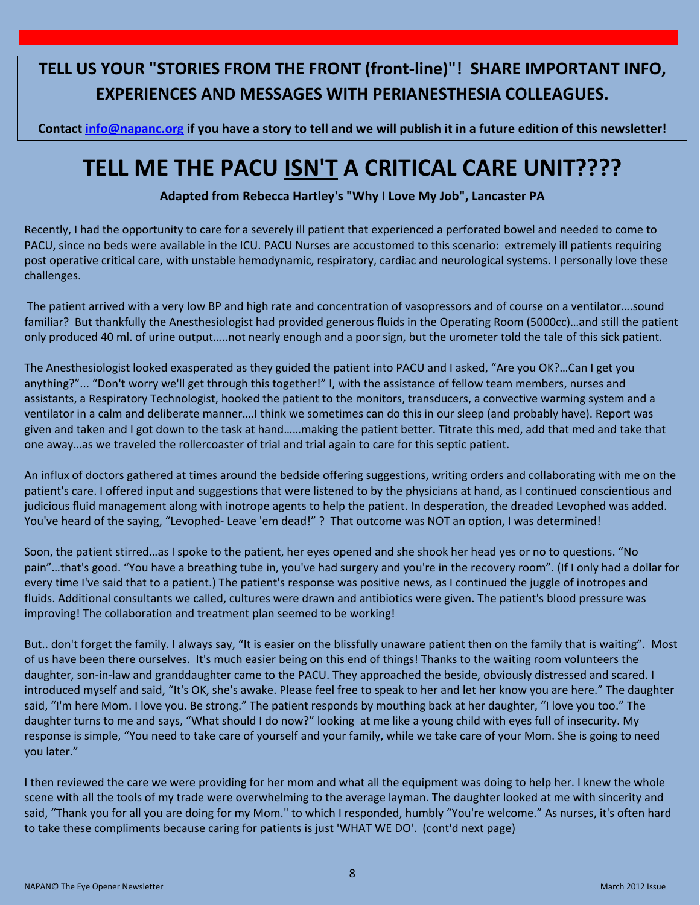**TELL US YOUR "STORIES FROM THE FRONT (front-line)"! SHARE IMPORTANT INFO, EXPERIENCES AND MESSAGES WITH PERIANESTHESIA COLLEAGUES.**

**Contact info@napanc.org if you have a story to tell and we will publish it in a future edition of this newsletter!**

# TELL ME THE PACU ISN'T A CRITICAL CARE UNIT????

**Adapted from Rebecca Hartley's "Why I Love My Job", Lancaster PA**

Recently, I had the opportunity to care for a severely ill patient that experienced a perforated bowel and needed to come to PACU, since no beds were available in the ICU. PACU Nurses are accustomed to this scenario: extremely ill patients requiring post operative critical care, with unstable hemodynamic, respiratory, cardiac and neurological systems. I personally love these challenges.

The patient arrived with a very low BP and high rate and concentration of vasopressors and of course on a ventilator….sound familiar? But thankfully the Anesthesiologist had provided generous fluids in the Operating Room (5000cc)…and still the patient only produced 40 ml. of urine output…..not nearly enough and a poor sign, but the urometer told the tale of this sick patient.

The Anesthesiologist looked exasperated as they guided the patient into PACU and I asked, "Are you OK?…Can I get you anything?"... "Don't worry we'll get through this together!" I, with the assistance of fellow team members, nurses and assistants, a Respiratory Technologist, hooked the patient to the monitors, transducers, a convective warming system and a ventilator in a calm and deliberate manner….I think we sometimes can do this in our sleep (and probably have). Report was given and taken and I got down to the task at hand……making the patient better. Titrate this med, add that med and take that one away…as we traveled the rollercoaster of trial and trial again to care for this septic patient.

An influx of doctors gathered at times around the bedside offering suggestions, writing orders and collaborating with me on the patient's care. I offered input and suggestions that were listened to by the physicians at hand, as I continued conscientious and judicious fluid management along with inotrope agents to help the patient. In desperation, the dreaded Levophed was added. You've heard of the saying, "Levophed- Leave 'em dead!" ? That outcome was NOT an option, I was determined!

Soon, the patient stirred…as I spoke to the patient, her eyes opened and she shook her head yes or no to questions. "No pain"…that's good. "You have a breathing tube in, you've had surgery and you're in the recovery room". (If I only had a dollar for every time I've said that to a patient.) The patient's response was positive news, as I continued the juggle of inotropes and fluids. Additional consultants we called, cultures were drawn and antibiotics were given. The patient's blood pressure was improving! The collaboration and treatment plan seemed to be working!

But.. don't forget the family. I always say, "It is easier on the blissfully unaware patient then on the family that is waiting". Most of us have been there ourselves. It's much easier being on this end of things! Thanks to the waiting room volunteers the daughter, son-in-law and granddaughter came to the PACU. They approached the beside, obviously distressed and scared. I introduced myself and said, "It's OK, she's awake. Please feel free to speak to her and let her know you are here." The daughter said, "I'm here Mom. I love you. Be strong." The patient responds by mouthing back at her daughter, "I love you too." The daughter turns to me and says, "What should I do now?" looking at me like a young child with eyes full of insecurity. My response is simple, "You need to take care of yourself and your family, while we take care of your Mom. She is going to need you later."

I then reviewed the care we were providing for her mom and what all the equipment was doing to help her. I knew the whole scene with all the tools of my trade were overwhelming to the average layman. The daughter looked at me with sincerity and said, "Thank you for all you are doing for my Mom." to which I responded, humbly "You're welcome." As nurses, it's often hard to take these compliments because caring for patients is just 'WHAT WE DO'. (cont'd next page)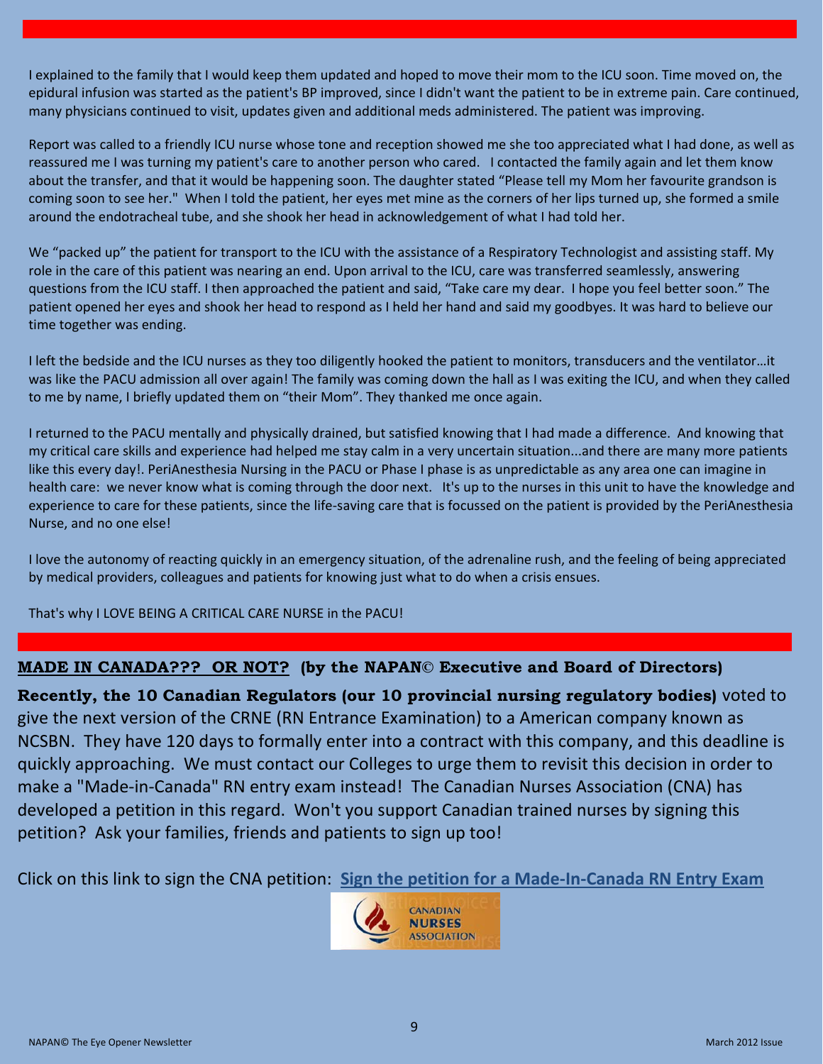I explained to the family that I would keep them updated and hoped to move their mom to the ICU soon. Time moved on, the epidural infusion was started as the patient's BP improved, since I didn't want the patient to be in extreme pain. Care continued, many physicians continued to visit, updates given and additional meds administered. The patient was improving.

Report was called to a friendly ICU nurse whose tone and reception showed me she too appreciated what I had done, as well as reassured me I was turning my patient's care to another person who cared. I contacted the family again and let them know about the transfer, and that it would be happening soon. The daughter stated "Please tell my Mom her favourite grandson is coming soon to see her." When I told the patient, her eyes met mine as the corners of her lips turned up, she formed a smile around the endotracheal tube, and she shook her head in acknowledgement of what I had told her.

We "packed up" the patient for transport to the ICU with the assistance of a Respiratory Technologist and assisting staff. My role in the care of this patient was nearing an end. Upon arrival to the ICU, care was transferred seamlessly, answering questions from the ICU staff. I then approached the patient and said, "Take care my dear. I hope you feel better soon." The patient opened her eyes and shook her head to respond as I held her hand and said my goodbyes. It was hard to believe our time together was ending.

I left the bedside and the ICU nurses as they too diligently hooked the patient to monitors, transducers and the ventilator…it was like the PACU admission all over again! The family was coming down the hall as I was exiting the ICU, and when they called to me by name, I briefly updated them on "their Mom". They thanked me once again.

I returned to the PACU mentally and physically drained, but satisfied knowing that I had made a difference. And knowing that my critical care skills and experience had helped me stay calm in a very uncertain situation...and there are many more patients like this every day!. PeriAnesthesia Nursing in the PACU or Phase I phase is as unpredictable as any area one can imagine in health care: we never know what is coming through the door next. It's up to the nurses in this unit to have the knowledge and experience to care for these patients, since the life-saving care that is focussed on the patient is provided by the PeriAnesthesia Nurse, and no one else!

I love the autonomy of reacting quickly in an emergency situation, of the adrenaline rush, and the feeling of being appreciated by medical providers, colleagues and patients for knowing just what to do when a crisis ensues.

That's why I LOVE BEING A CRITICAL CARE NURSE in the PACU!

## MADE IN CANADA??? OR NOT? (by the NAPAN© Executive and Board of Directors)

**Recently, the 10 Canadian Regulators (our 10 provincial nursing regulatory bodies)** voted to give the next version of the CRNE (RN Entrance Examination) to a American company known as NCSBN. They have 120 days to formally enter into a contract with this company, and this deadline is quickly approaching. We must contact our Colleges to urge them to revisit this decision in order to make a "Made-in-Canada" RN entry exam instead! The Canadian Nurses Association (CNA) has developed a petition in this regard. Won't you support Canadian trained nurses by signing this petition? Ask your families, friends and patients to sign up too!

Click on this link to sign the CNA petition: **Sign the petition for a Made-In-Canada RN Entry Exam**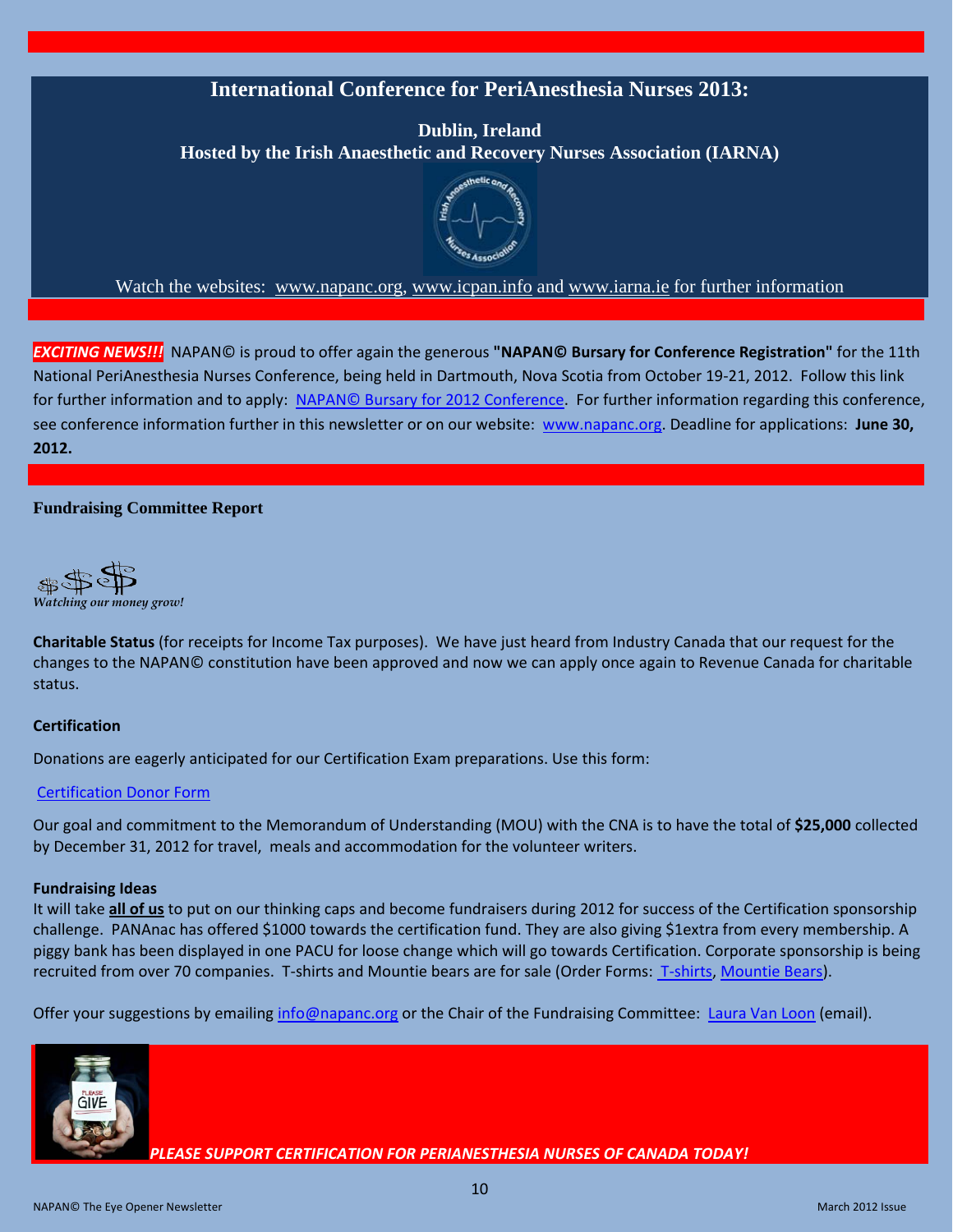## International Conference for PeriAnesthesia Nurses 2013:

**Dublin, Ireland**
**Hosted by the Irish Anaesthetic and Recovery Nurses Association (IARNA)**

Watch the websites: www.napanc.org, www.icpan.info and www.iarna.ie for further information

***EXCITING NEWS!!!*** NAPAN© is proud to offer again the generous **"NAPAN© Bursary for Conference Registration"** for the 11th National PeriAnesthesia Nurses Conference, being held in Dartmouth, Nova Scotia from October 19-21, 2012. Follow this link for further information and to apply: NAPAN© Bursary for 2012 Conference. For further information regarding this conference, see conference information further in this newsletter or on our website: www.napanc.org. Deadline for applications: **June 30, 2012.**

### Fundraising Committee Report

*Watching our money grow!*

**Charitable Status** (for receipts for Income Tax purposes). We have just heard from Industry Canada that our request for the changes to the NAPAN© constitution have been approved and now we can apply once again to Revenue Canada for charitable status.

**Certification**

Donations are eagerly anticipated for our Certification Exam preparations. Use this form:

Certification Donor Form

Our goal and commitment to the Memorandum of Understanding (MOU) with the CNA is to have the total of **$25,000** collected by December 31, 2012 for travel, meals and accommodation for the volunteer writers.

**Fundraising Ideas**

It will take **all of us** to put on our thinking caps and become fundraisers during 2012 for success of the Certification sponsorship challenge. PANAnac has offered $1000 towards the certification fund. They are also giving $1extra from every membership. A piggy bank has been displayed in one PACU for loose change which will go towards Certification. Corporate sponsorship is being recruited from over 70 companies. T-shirts and Mountie bears are for sale (Order Forms: T-shirts, Mountie Bears).

Offer your suggestions by emailing info@napanc.org or the Chair of the Fundraising Committee: Laura Van Loon (email).

***PLEASE SUPPORT CERTIFICATION FOR PERIANESTHESIA NURSES OF CANADA TODAY!***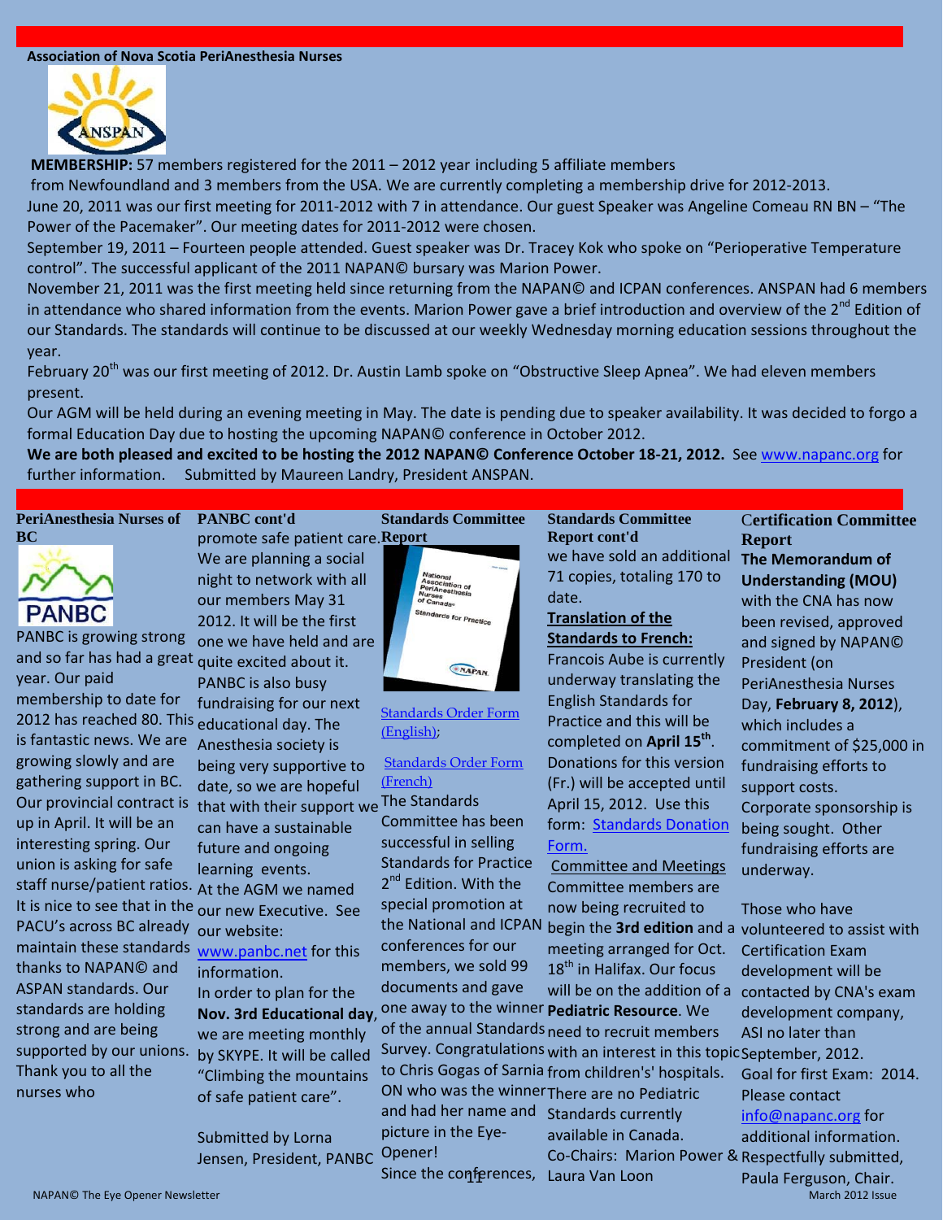## Association of Nova Scotia PeriAnesthesia Nurses

**MEMBERSHIP:** 57 members registered for the 2011 – 2012 year including 5 affiliate members from Newfoundland and 3 members from the USA. We are currently completing a membership drive for 2012-2013.

June 20, 2011 was our first meeting for 2011-2012 with 7 in attendance. Our guest Speaker was Angeline Comeau RN BN – "The Power of the Pacemaker". Our meeting dates for 2011-2012 were chosen.

September 19, 2011 – Fourteen people attended. Guest speaker was Dr. Tracey Kok who spoke on "Perioperative Temperature control". The successful applicant of the 2011 NAPAN© bursary was Marion Power.

November 21, 2011 was the first meeting held since returning from the NAPAN© and ICPAN conferences. ANSPAN had 6 members in attendance who shared information from the events. Marion Power gave a brief introduction and overview of the 2nd Edition of our Standards. The standards will continue to be discussed at our weekly Wednesday morning education sessions throughout the year.

February 20th was our first meeting of 2012. Dr. Austin Lamb spoke on "Obstructive Sleep Apnea". We had eleven members present.

Our AGM will be held during an evening meeting in May. The date is pending due to speaker availability. It was decided to forgo a formal Education Day due to hosting the upcoming NAPAN© conference in October 2012.

**We are both pleased and excited to be hosting the 2012 NAPAN© Conference October 18-21, 2012.** See www.napanc.org for further information. Submitted by Maureen Landry, President ANSPAN.

## PeriAnesthesia Nurses of BC

PANBC is growing strong and so far has had a great year. Our paid membership to date for 2012 has reached 80. This is fantastic news. We are growing slowly and are gathering support in BC. Our provincial contract is up in April. It will be an interesting spring. Our union is asking for safe staff nurse/patient ratios. It is nice to see that in the PACU's across BC already maintain these standards thanks to NAPAN© and ASPAN standards. Our standards are holding strong and are being supported by our unions. Thank you to all the nurses who promote safe patient care. We are planning a social night to network with all our members May 31 2012. It will be the first one we have held and are quite excited about it.

PANBC is also busy fundraising for our next educational day. The Anesthesia society is being very supportive to date, so we are hopeful that with their support we can have a sustainable future and ongoing learning events.

At the AGM we named our new Executive. See our website: www.panbc.net for this information.

In order to plan for the **Nov. 3rd Educational day**, we are meeting monthly by SKYPE. It will be called "Climbing the mountains of safe patient care".

Submitted by Lorna Jensen, President, PANBC

## Standards Committee Report

Standards Order Form (English);

Standards Order Form (French)

The Standards Committee has been successful in selling Standards for Practice 2nd Edition. With the special promotion at the National and ICPAN conferences for our members, we sold 99 documents and gave one away to the winner of the annual Standards Survey. Congratulations to Chris Gogas of Sarnia ON who was the winner and had her name and picture in the Eye-Opener!

Since the conferences, we have sold an additional 71 copies, totaling 170 to date.

**Translation of the Standards to French:**

Francois Aube is currently underway translating the English Standards for Practice and this will be completed on **April 15th**. Donations for this version (Fr.) will be accepted until April 15, 2012. Use this form: Standards Donation Form.

**Committee and Meetings**

Committee members are now being recruited to begin the **3rd edition** and a meeting arranged for Oct. 18th in Halifax. Our focus will be on the addition of a **Pediatric Resource**. We need to recruit members with an interest in this topic from children's' hospitals. There are no Pediatric Standards currently available in Canada.

Co-Chairs: Marion Power & Laura Van Loon

## Certification Committee Report

**The Memorandum of Understanding (MOU)** with the CNA has now been revised, approved and signed by NAPAN© President (on PeriAnesthesia Nurses Day, **February 8, 2012**), which includes a commitment of $25,000 in fundraising efforts to support costs. Corporate sponsorship is being sought. Other fundraising efforts are underway.

Those who have volunteered to assist with Certification Exam development will be contacted by CNA's exam development company, ASI no later than September, 2012.

Goal for first Exam: 2014.

Please contact info@napanc.org for additional information.

Respectfully submitted,
Paula Ferguson, Chair.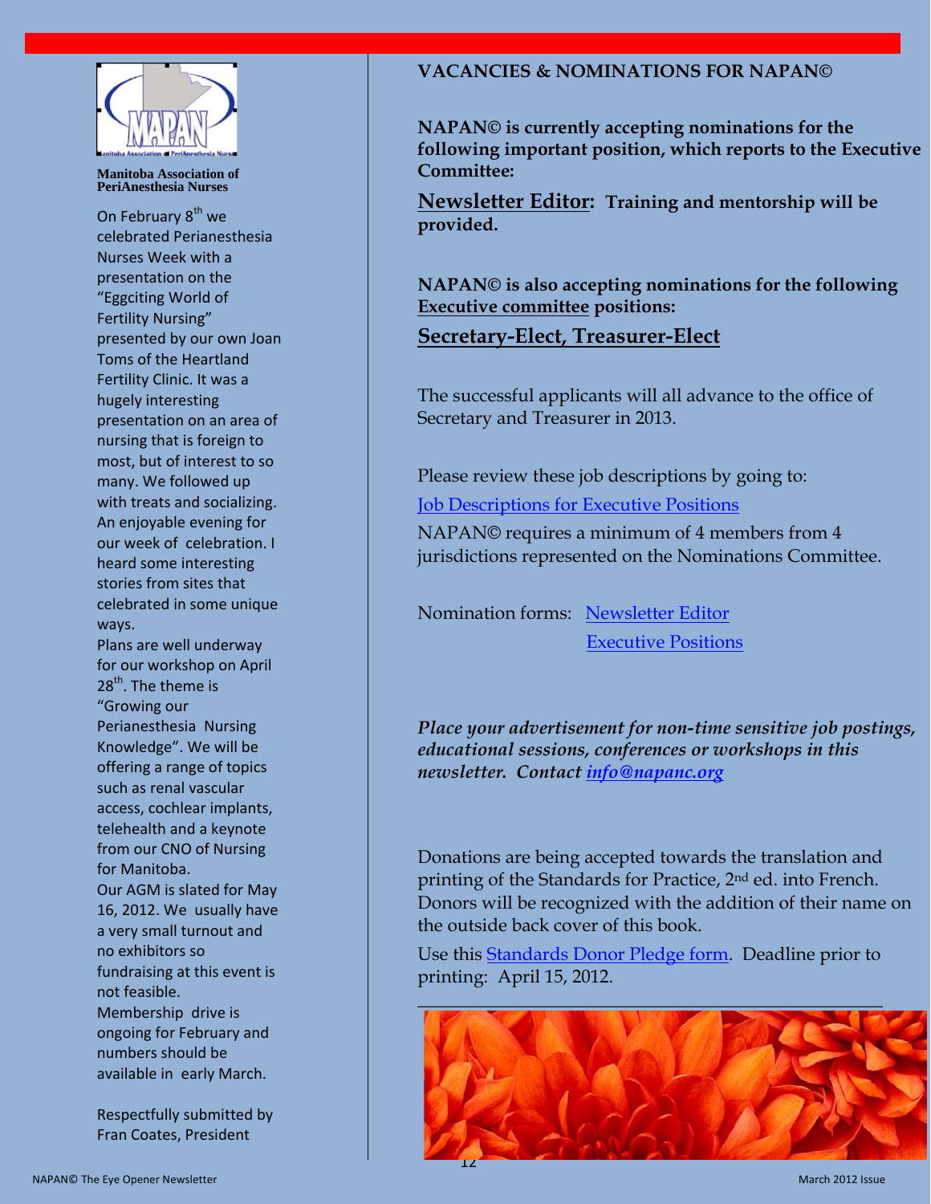**Manitoba Association of PeriAnesthesia Nurses**

On February 8th we celebrated Perianesthesia Nurses Week with a presentation on the "Eggciting World of Fertility Nursing" presented by our own Joan Toms of the Heartland Fertility Clinic. It was a hugely interesting presentation on an area of nursing that is foreign to most, but of interest to so many. We followed up with treats and socializing. An enjoyable evening for our week of celebration. I heard some interesting stories from sites that celebrated in some unique ways.

Plans are well underway for our workshop on April 28th. The theme is "Growing our Perianesthesia Nursing Knowledge". We will be offering a range of topics such as renal vascular access, cochlear implants, telehealth and a keynote from our CNO of Nursing for Manitoba.

Our AGM is slated for May 16, 2012. We usually have a very small turnout and no exhibitors so fundraising at this event is not feasible.

Membership drive is ongoing for February and numbers should be available in early March.

Respectfully submitted by Fran Coates, President

## VACANCIES & NOMINATIONS FOR NAPAN©

**NAPAN© is currently accepting nominations for the following important position, which reports to the Executive Committee:**

**Newsletter Editor: Training and mentorship will be provided.**

**NAPAN© is also accepting nominations for the following Executive committee positions:**

**Secretary-Elect, Treasurer-Elect**

The successful applicants will all advance to the office of Secretary and Treasurer in 2013.

Please review these job descriptions by going to:

Job Descriptions for Executive Positions

NAPAN© requires a minimum of 4 members from 4 jurisdictions represented on the Nominations Committee.

Nomination forms: Newsletter Editor
Executive Positions

***Place your advertisement for non-time sensitive job postings, educational sessions, conferences or workshops in this newsletter. Contact info@napanc.org***

Donations are being accepted towards the translation and printing of the Standards for Practice, 2nd ed. into French. Donors will be recognized with the addition of their name on the outside back cover of this book.

Use this Standards Donor Pledge form. Deadline prior to printing: April 15, 2012.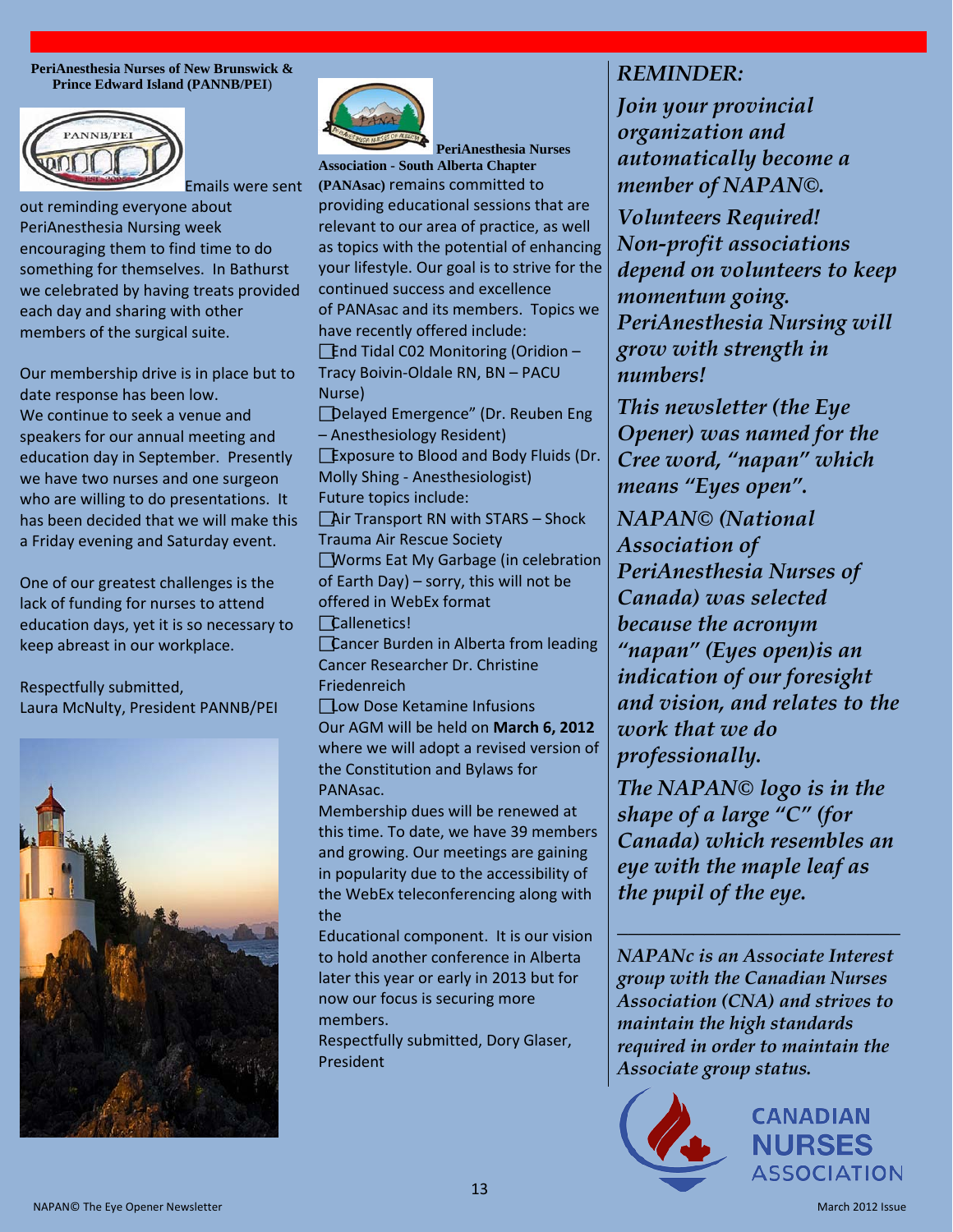**PeriAnesthesia Nurses of New Brunswick & Prince Edward Island (PANNB/PEI)**

Emails were sent out reminding everyone about PeriAnesthesia Nursing week encouraging them to find time to do something for themselves. In Bathurst we celebrated by having treats provided each day and sharing with other members of the surgical suite.

Our membership drive is in place but to date response has been low. We continue to seek a venue and speakers for our annual meeting and education day in September. Presently we have two nurses and one surgeon who are willing to do presentations. It has been decided that we will make this a Friday evening and Saturday event.

One of our greatest challenges is the lack of funding for nurses to attend education days, yet it is so necessary to keep abreast in our workplace.

Respectfully submitted,
Laura McNulty, President PANNB/PEI

**PeriAnesthesia Nurses Association - South Alberta Chapter (PANAsac)** remains committed to providing educational sessions that are relevant to our area of practice, as well as topics with the potential of enhancing your lifestyle. Our goal is to strive for the continued success and excellence of PANAsac and its members. Topics we have recently offered include:

- End Tidal C02 Monitoring (Oridion – Tracy Boivin-Oldale RN, BN – PACU Nurse)
- Delayed Emergence" (Dr. Reuben Eng – Anesthesiology Resident)
- Exposure to Blood and Body Fluids (Dr. Molly Shing - Anesthesiologist)

Future topics include:

- Air Transport RN with STARS – Shock Trauma Air Rescue Society
- Worms Eat My Garbage (in celebration of Earth Day) – sorry, this will not be offered in WebEx format
- Callenetics!
- Cancer Burden in Alberta from leading Cancer Researcher Dr. Christine Friedenreich
- Low Dose Ketamine Infusions

Our AGM will be held on **March 6, 2012** where we will adopt a revised version of the Constitution and Bylaws for PANAsac.

Membership dues will be renewed at this time. To date, we have 39 members and growing. Our meetings are gaining in popularity due to the accessibility of the WebEx teleconferencing along with the Educational component. It is our vision to hold another conference in Alberta later this year or early in 2013 but for now our focus is securing more members.

Respectfully submitted, Dory Glaser, President

***REMINDER:***

***Join your provincial organization and automatically become a member of NAPAN©.***

***Volunteers Required! Non-profit associations depend on volunteers to keep momentum going. PeriAnesthesia Nursing will grow with strength in numbers!***

***This newsletter (the Eye Opener) was named for the Cree word, "napan" which means "Eyes open".***

***NAPAN© (National Association of PeriAnesthesia Nurses of Canada) was selected because the acronym "napan" (Eyes open)is an indication of our foresight and vision, and relates to the work that we do professionally.***

***The NAPAN© logo is in the shape of a large "C" (for Canada) which resembles an eye with the maple leaf as the pupil of the eye.***

---

*NAPANc is an Associate Interest group with the Canadian Nurses Association (CNA) and strives to maintain the high standards required in order to maintain the Associate group status.*

CANADIAN NURSES ASSOCIATION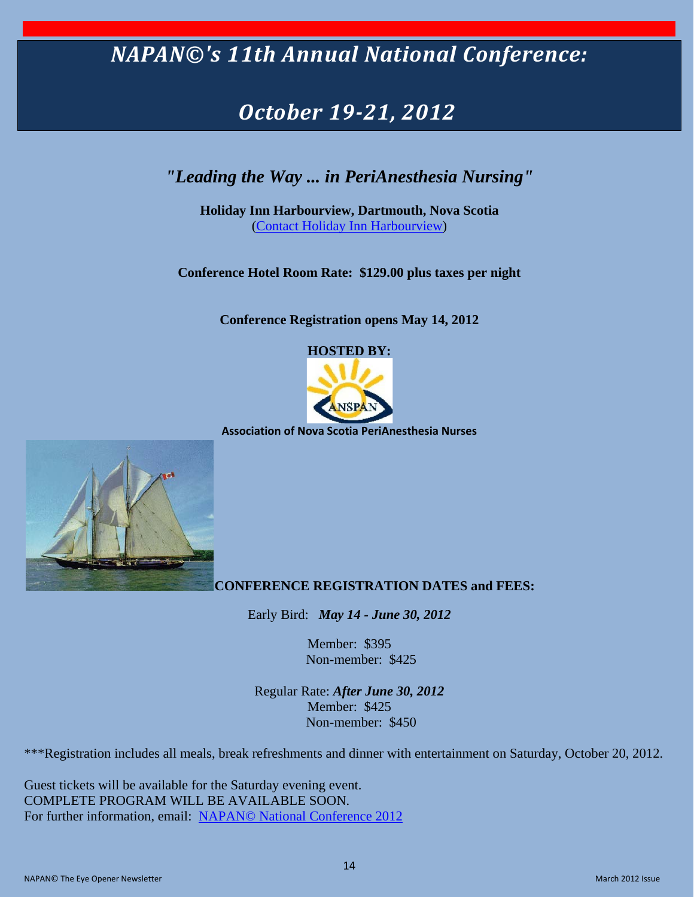# *NAPAN©'s 11th Annual National Conference:*

# *October 19-21, 2012*

## *"Leading the Way ... in PeriAnesthesia Nursing"*

**Holiday Inn Harbourview, Dartmouth, Nova Scotia**
(Contact Holiday Inn Harbourview)

**Conference Hotel Room Rate: $129.00 plus taxes per night**

**Conference Registration opens May 14, 2012**

**HOSTED BY:**

**Association of Nova Scotia PeriAnesthesia Nurses**

**CONFERENCE REGISTRATION DATES and FEES:**

Early Bird: ***May 14 - June 30, 2012***

Member: $395
Non-member: $425

Regular Rate: ***After June 30, 2012***
Member: $425
Non-member: $450

***Registration includes all meals, break refreshments and dinner with entertainment on Saturday, October 20, 2012.

Guest tickets will be available for the Saturday evening event.
COMPLETE PROGRAM WILL BE AVAILABLE SOON.
For further information, email: NAPAN© National Conference 2012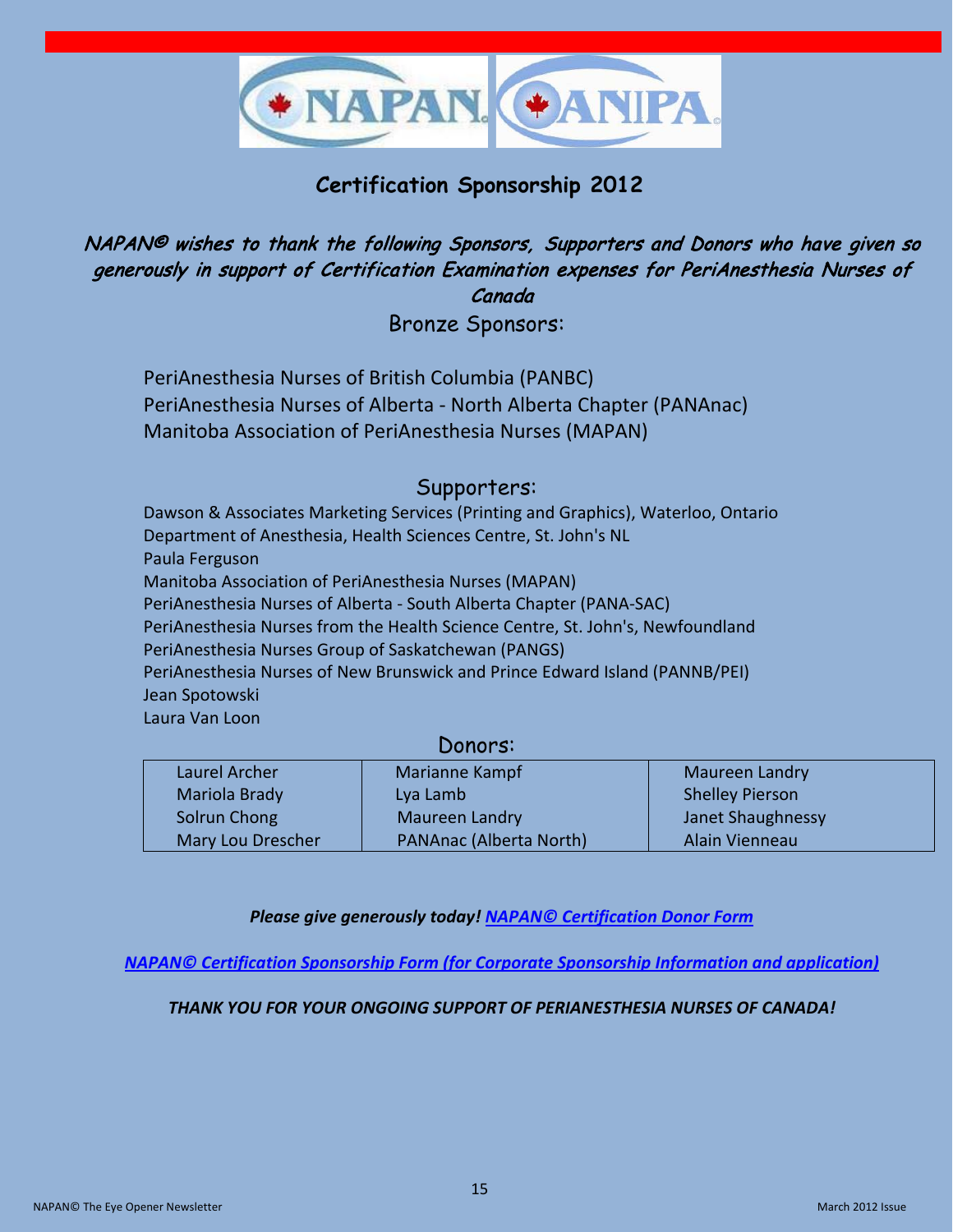## Certification Sponsorship 2012

*NAPAN© wishes to thank the following Sponsors, Supporters and Donors who have given so generously in support of Certification Examination expenses for PeriAnesthesia Nurses of Canada*

### Bronze Sponsors:

PeriAnesthesia Nurses of British Columbia (PANBC)
PeriAnesthesia Nurses of Alberta - North Alberta Chapter (PANAnac)
Manitoba Association of PeriAnesthesia Nurses (MAPAN)

### Supporters:

Dawson & Associates Marketing Services (Printing and Graphics), Waterloo, Ontario
Department of Anesthesia, Health Sciences Centre, St. John's NL
Paula Ferguson
Manitoba Association of PeriAnesthesia Nurses (MAPAN)
PeriAnesthesia Nurses of Alberta - South Alberta Chapter (PANA-SAC)
PeriAnesthesia Nurses from the Health Science Centre, St. John's, Newfoundland
PeriAnesthesia Nurses Group of Saskatchewan (PANGS)
PeriAnesthesia Nurses of New Brunswick and Prince Edward Island (PANNB/PEI)
Jean Spotowski
Laura Van Loon

### Donors:

| | | |
|---|---|---|
| Laurel Archer | Marianne Kampf | Maureen Landry |
| Mariola Brady | Lya Lamb | Shelley Pierson |
| Solrun Chong | Maureen Landry | Janet Shaughnessy |
| Mary Lou Drescher | PANAnac (Alberta North) | Alain Vienneau |

***Please give generously today! NAPAN© Certification Donor Form***

***NAPAN© Certification Sponsorship Form (for Corporate Sponsorship Information and application)***

***THANK YOU FOR YOUR ONGOING SUPPORT OF PERIANESTHESIA NURSES OF CANADA!***